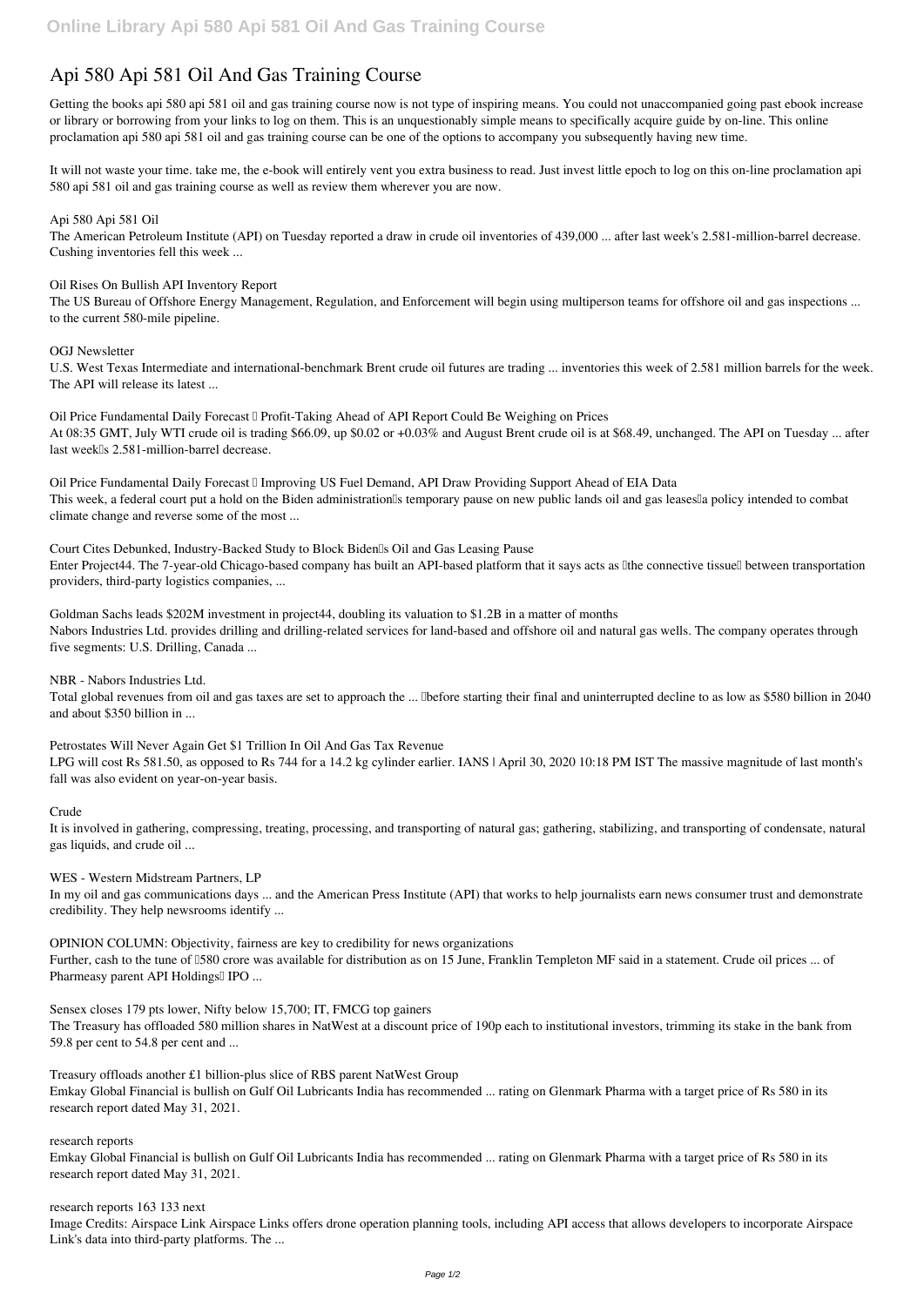# Api 580 Api 581 Oil And Gas Training Course

Getting the books api 580 api 581 oil and gas training course now is not type of inspiring means. You could not unaccompanied going past ebook increase or library or borrowing from your links to log on them. This is an unquestionably simple means to specifically acquire guide by on-line. This online proclamation api 580 api 581 oil and gas training course can be one of the options to accompany you subsequently having new time.

It will not waste your time. take me, the e-book will entirely vent you extra business to read. Just invest little epoch to log on this on-line proclamation api 580 api 581 oil and gas training course as well as review them wherever you are now.

**Api 580 Api 581 Oil**

The American Petroleum Institute (API) on Tuesday reported a draw in crude oil inventories of 439,000 ... after last week's 2.581-million-barrel decrease. Cushing inventories fell this week ...

**Oil Rises On Bullish API Inventory Report**

The US Bureau of Offshore Energy Management, Regulation, and Enforcement will begin using multiperson teams for offshore oil and gas inspections ... to the current 580-mile pipeline.

**OGJ Newsletter**

U.S. West Texas Intermediate and international-benchmark Brent crude oil futures are trading ... inventories this week of 2.581 million barrels for the week. The API will release its latest ...

**Oil Price Fundamental Daily Forecast – Profit-Taking Ahead of API Report Could Be Weighing on Prices**

At 08:35 GMT, July WTI crude oil is trading $66.09, up $0.02 or +0.03% and August Brent crude oil is at $68.49, unchanged. The API on Tuesday ... after last week's 2.581-million-barrel decrease.

**Oil Price Fundamental Daily Forecast – Improving US Fuel Demand, API Draw Providing Support Ahead of EIA Data**

This week, a federal court put a hold on the Biden administration's temporary pause on new public lands oil and gas leases—a policy intended to combat climate change and reverse some of the most ...

**Court Cites Debunked, Industry-Backed Study to Block Biden's Oil and Gas Leasing Pause**

Enter Project44. The 7-year-old Chicago-based company has built an API-based platform that it says acts as "the connective tissue" between transportation providers, third-party logistics companies, ...

**Goldman Sachs leads $202M investment in project44, doubling its valuation to $1.2B in a matter of months**

Nabors Industries Ltd. provides drilling and drilling-related services for land-based and offshore oil and natural gas wells. The company operates through five segments: U.S. Drilling, Canada ...

**NBR - Nabors Industries Ltd.**

Total global revenues from oil and gas taxes are set to approach the ... "before starting their final and uninterrupted decline to as low as $580 billion in 2040 and about $350 billion in ...

**Petrostates Will Never Again Get $1 Trillion In Oil And Gas Tax Revenue**

LPG will cost Rs 581.50, as opposed to Rs 744 for a 14.2 kg cylinder earlier. IANS | April 30, 2020 10:18 PM IST The massive magnitude of last month's fall was also evident on year-on-year basis.

**Crude**

It is involved in gathering, compressing, treating, processing, and transporting of natural gas; gathering, stabilizing, and transporting of condensate, natural gas liquids, and crude oil ...

**WES - Western Midstream Partners, LP**

In my oil and gas communications days ... and the American Press Institute (API) that works to help journalists earn news consumer trust and demonstrate credibility. They help newsrooms identify ...

**OPINION COLUMN: Objectivity, fairness are key to credibility for news organizations**

Further, cash to the tune of ₹580 crore was available for distribution as on 15 June, Franklin Templeton MF said in a statement. Crude oil prices ... of Pharmeasy parent API Holdings' IPO ...

**Sensex closes 179 pts lower, Nifty below 15,700; IT, FMCG top gainers**

The Treasury has offloaded 580 million shares in NatWest at a discount price of 190p each to institutional investors, trimming its stake in the bank from 59.8 per cent to 54.8 per cent and ...

**Treasury offloads another £1 billion-plus slice of RBS parent NatWest Group**

Emkay Global Financial is bullish on Gulf Oil Lubricants India has recommended ... rating on Glenmark Pharma with a target price of Rs 580 in its research report dated May 31, 2021.

**research reports**

Emkay Global Financial is bullish on Gulf Oil Lubricants India has recommended ... rating on Glenmark Pharma with a target price of Rs 580 in its research report dated May 31, 2021.

**research reports 163 133 next**

Image Credits: Airspace Link Airspace Links offers drone operation planning tools, including API access that allows developers to incorporate Airspace Link's data into third-party platforms. The ...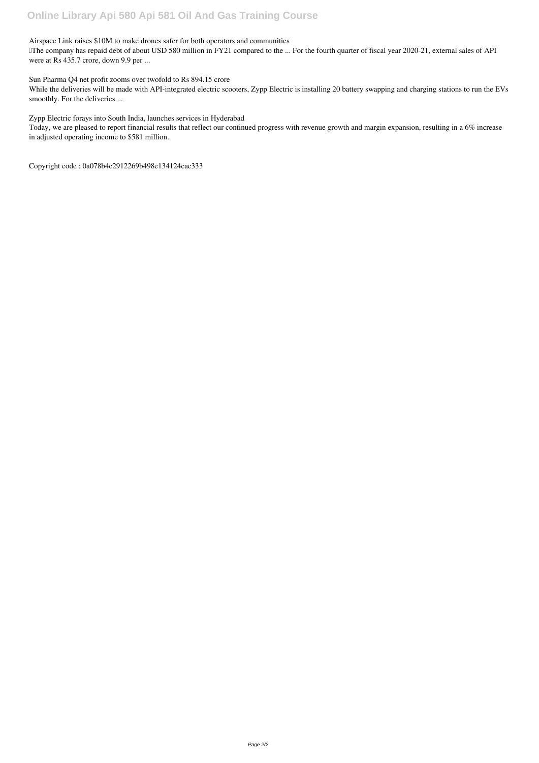Airspace Link raises $10M to make drones safer for both operators and communities

The company has repaid debt of about USD 580 million in FY21 compared to the ... For the fourth quarter of fiscal year 2020-21, external sales of API were at Rs 435.7 crore, down 9.9 per ...

Sun Pharma Q4 net profit zooms over twofold to Rs 894.15 crore

While the deliveries will be made with API-integrated electric scooters, Zypp Electric is installing 20 battery swapping and charging stations to run the EVs smoothly. For the deliveries ...

Zypp Electric forays into South India, launches services in Hyderabad

Today, we are pleased to report financial results that reflect our continued progress with revenue growth and margin expansion, resulting in a 6% increase in adjusted operating income to $581 million.

Copyright code : 0a078b4c2912269b498e134124cac333